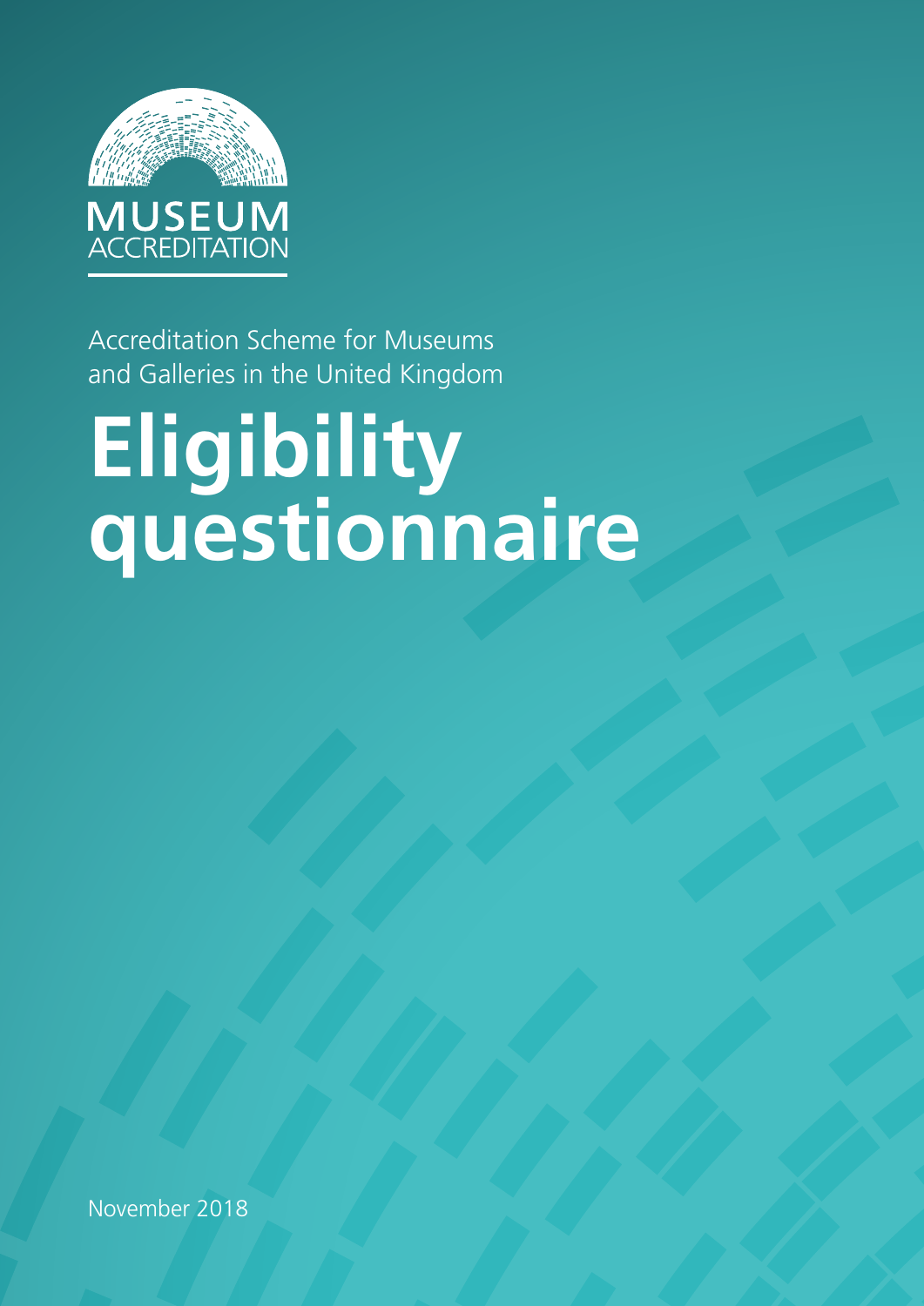MUSEUM ACCREDITATION

Accreditation Scheme for Museums and Galleries in the United Kingdom

# Eligibility questionnaire

November 2018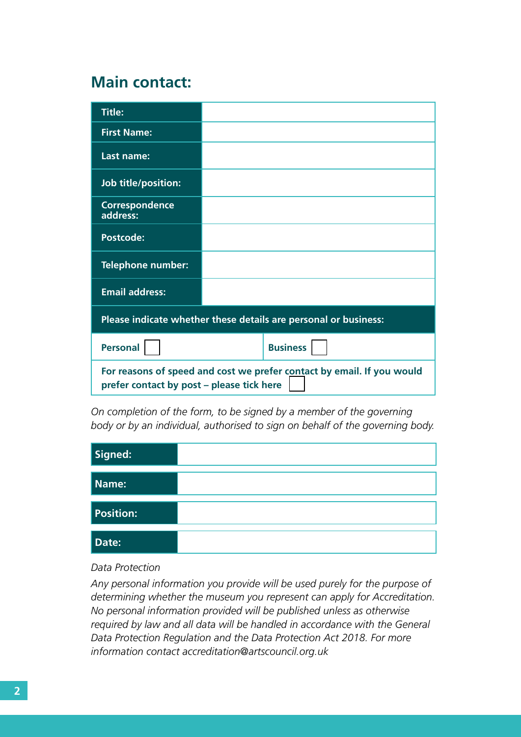## Main contact:

| | |
|---|---|
| **Title:** | |
| **First Name:** | |
| **Last name:** | |
| **Job title/position:** | |
| **Correspondence address:** | |
| **Postcode:** | |
| **Telephone number:** | |
| **Email address:** | |
| **Please indicate whether these details are personal or business:** | |
| **Personal** ☐ | **Business** ☐ |
| **For reasons of speed and cost we prefer contact by email. If you would prefer contact by post – please tick here** ☐ | |

*On completion of the form, to be signed by a member of the governing body or by an individual, authorised to sign on behalf of the governing body.*

| | |
|---|---|
| **Signed:** | |
| **Name:** | |
| **Position:** | |
| **Date:** | |

*Data Protection*

*Any personal information you provide will be used purely for the purpose of determining whether the museum you represent can apply for Accreditation. No personal information provided will be published unless as otherwise required by law and all data will be handled in accordance with the General Data Protection Regulation and the Data Protection Act 2018. For more information contact accreditation@artscouncil.org.uk*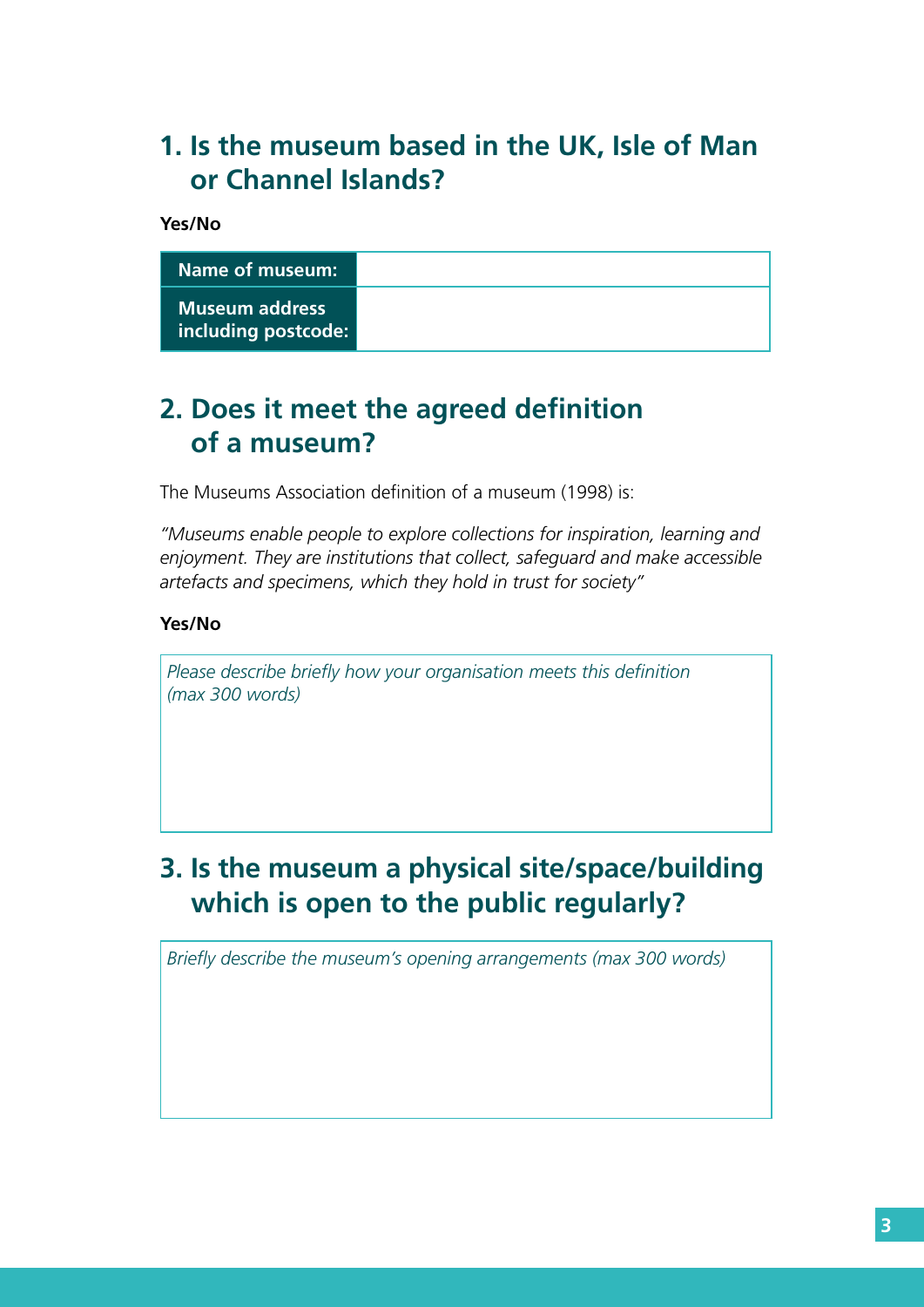## 1. Is the museum based in the UK, Isle of Man or Channel Islands?

**Yes/No**

| Name of museum: | |
|---|---|
| Museum address including postcode: | |

## 2. Does it meet the agreed definition of a museum?

The Museums Association definition of a museum (1998) is:

*"Museums enable people to explore collections for inspiration, learning and enjoyment. They are institutions that collect, safeguard and make accessible artefacts and specimens, which they hold in trust for society"*

**Yes/No**

| *Please describe briefly how your organisation meets this definition (max 300 words)* |
|---|
| |

## 3. Is the museum a physical site/space/building which is open to the public regularly?

| *Briefly describe the museum's opening arrangements (max 300 words)* |
|---|
| |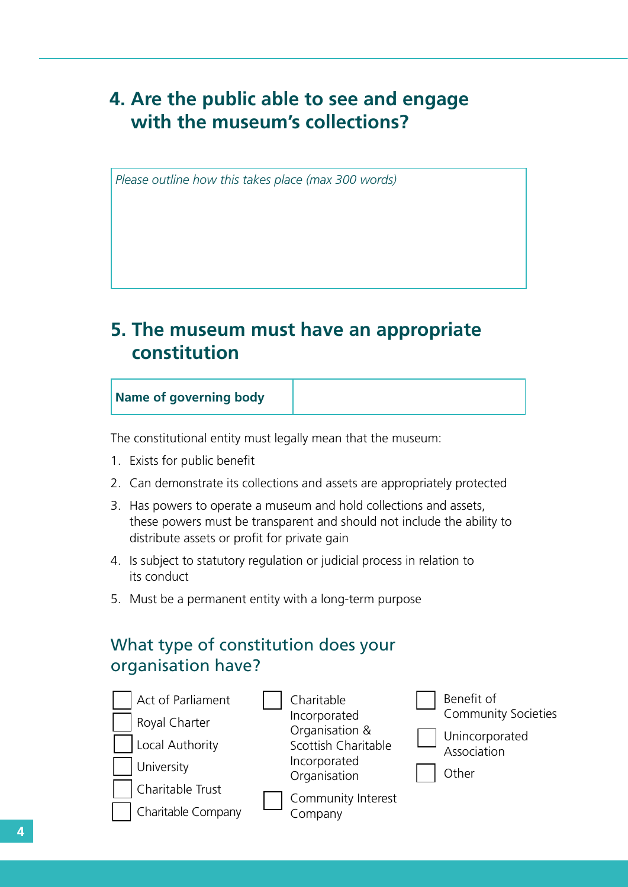## 4. Are the public able to see and engage with the museum's collections?

| *Please outline how this takes place (max 300 words)* |
|---|
| |

## 5. The museum must have an appropriate constitution

| **Name of governing body** | |
|---|---|

The constitutional entity must legally mean that the museum:

1. Exists for public benefit
2. Can demonstrate its collections and assets are appropriately protected
3. Has powers to operate a museum and hold collections and assets, these powers must be transparent and should not include the ability to distribute assets or profit for private gain
4. Is subject to statutory regulation or judicial process in relation to its conduct
5. Must be a permanent entity with a long-term purpose

### What type of constitution does your organisation have?

- ☐ Act of Parliament
- ☐ Royal Charter
- ☐ Local Authority
- ☐ University
- ☐ Charitable Trust
- ☐ Charitable Company
- ☐ Charitable Incorporated Organisation & Scottish Charitable Incorporated Organisation
- ☐ Community Interest Company
- ☐ Benefit of Community Societies
- ☐ Unincorporated Association
- ☐ Other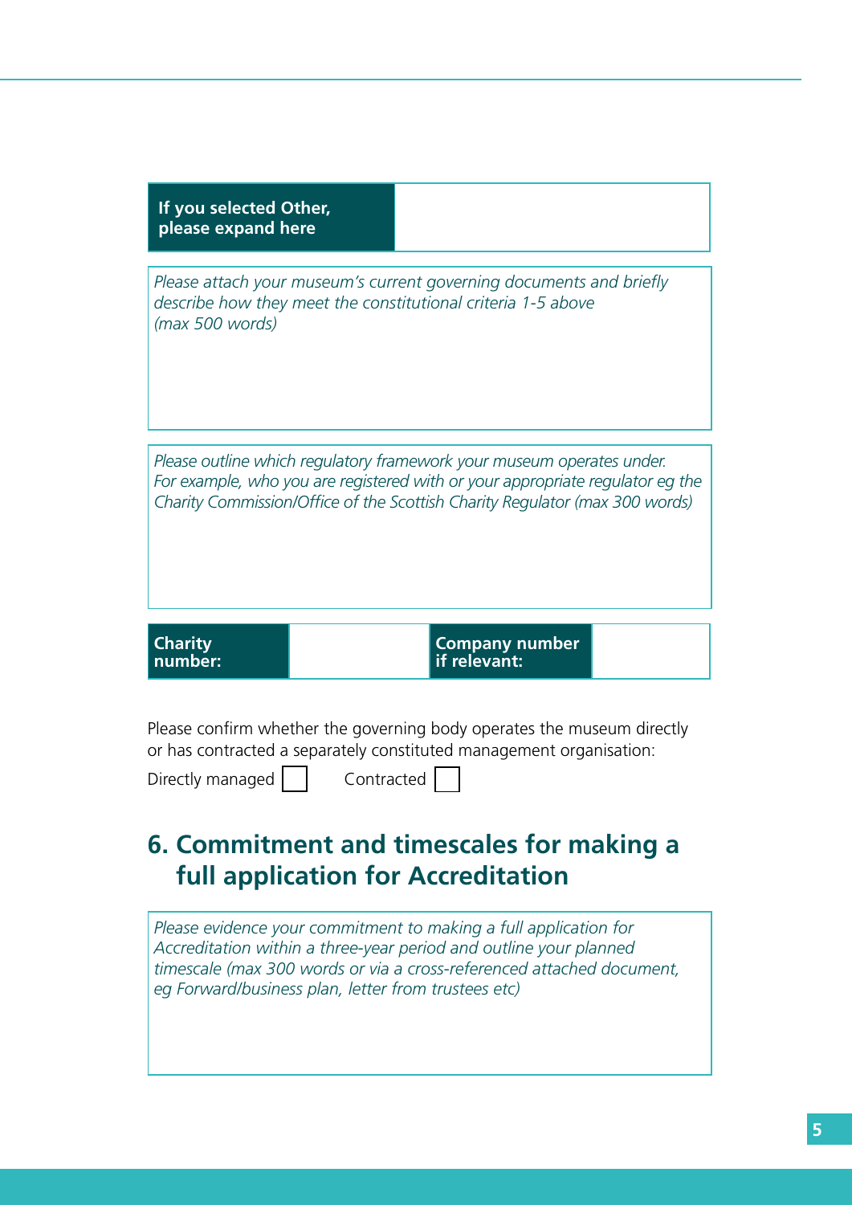| If you selected Other, please expand here | |
|---|---|

*Please attach your museum's current governing documents and briefly describe how they meet the constitutional criteria 1-5 above (max 500 words)*

*Please outline which regulatory framework your museum operates under. For example, who you are registered with or your appropriate regulator eg the Charity Commission/Office of the Scottish Charity Regulator (max 300 words)*

| Charity number: | | Company number if relevant: | |
|---|---|---|---|

Please confirm whether the governing body operates the museum directly or has contracted a separately constituted management organisation:

Directly managed ☐ Contracted ☐

## 6. Commitment and timescales for making a full application for Accreditation

*Please evidence your commitment to making a full application for Accreditation within a three-year period and outline your planned timescale (max 300 words or via a cross-referenced attached document, eg Forward/business plan, letter from trustees etc)*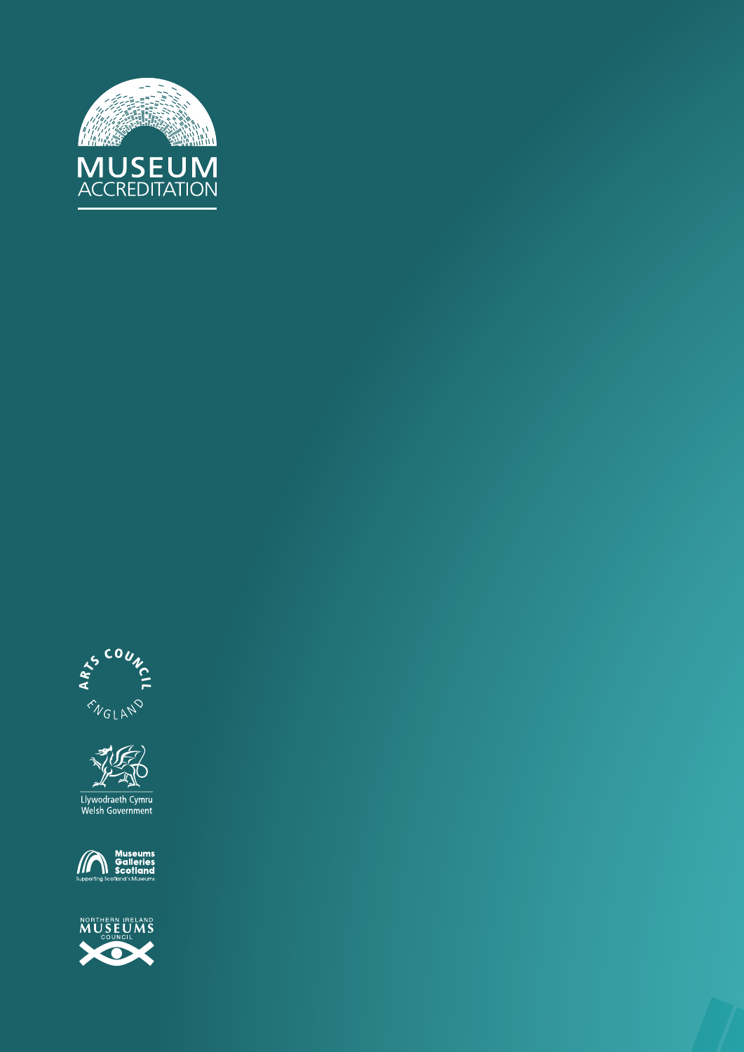MUSEUM ACCREDITATION

ARTS COUNCIL ENGLAND

Llywodraeth Cymru
Welsh Government

Museums Galleries Scotland
Supporting Scotland's Museums

NORTHERN IRELAND MUSEUMS COUNCIL